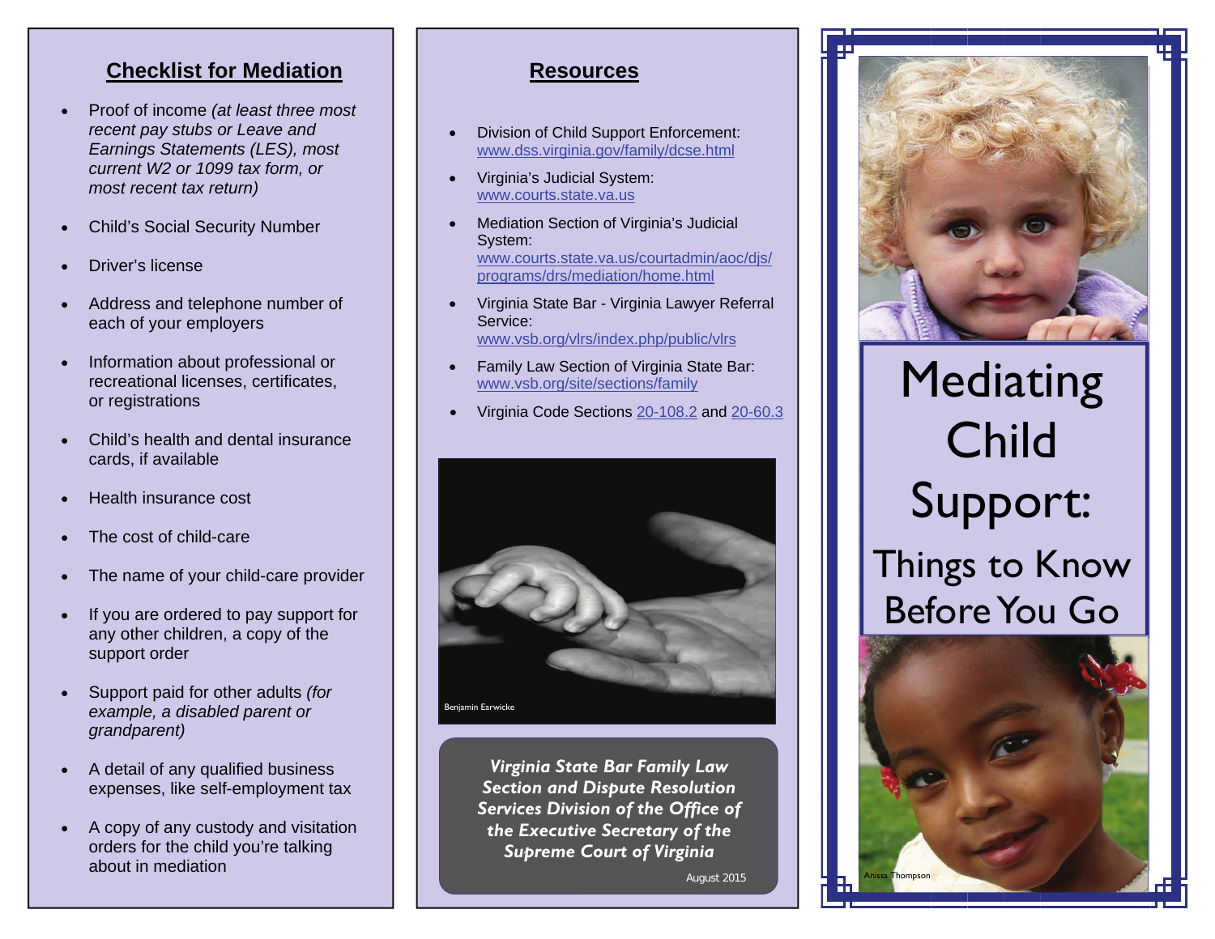## Checklist for Mediation

- Proof of income *(at least three most recent pay stubs or Leave and Earnings Statements (LES), most current W2 or 1099 tax form, or most recent tax return)*
- Child's Social Security Number
- Driver's license
- Address and telephone number of each of your employers
- Information about professional or recreational licenses, certificates, or registrations
- Child's health and dental insurance cards, if available
- Health insurance cost
- The cost of child-care
- The name of your child-care provider
- If you are ordered to pay support for any other children, a copy of the support order
- Support paid for other adults *(for example, a disabled parent or grandparent)*
- A detail of any qualified business expenses, like self-employment tax
- A copy of any custody and visitation orders for the child you're talking about in mediation

## Resources

- Division of Child Support Enforcement: www.dss.virginia.gov/family/dcse.html
- Virginia's Judicial System: www.courts.state.va.us
- Mediation Section of Virginia's Judicial System: www.courts.state.va.us/courtadmin/aoc/djs/programs/drs/mediation/home.html
- Virginia State Bar - Virginia Lawyer Referral Service: www.vsb.org/vlrs/index.php/public/vlrs
- Family Law Section of Virginia State Bar: www.vsb.org/site/sections/family
- Virginia Code Sections 20-108.2 and 20-60.3

Benjamin Earwicke

***Virginia State Bar Family Law Section and Dispute Resolution Services Division of the Office of the Executive Secretary of the Supreme Court of Virginia***

August 2015

# Mediating Child Support: Things to Know Before You Go

Anissa Thompson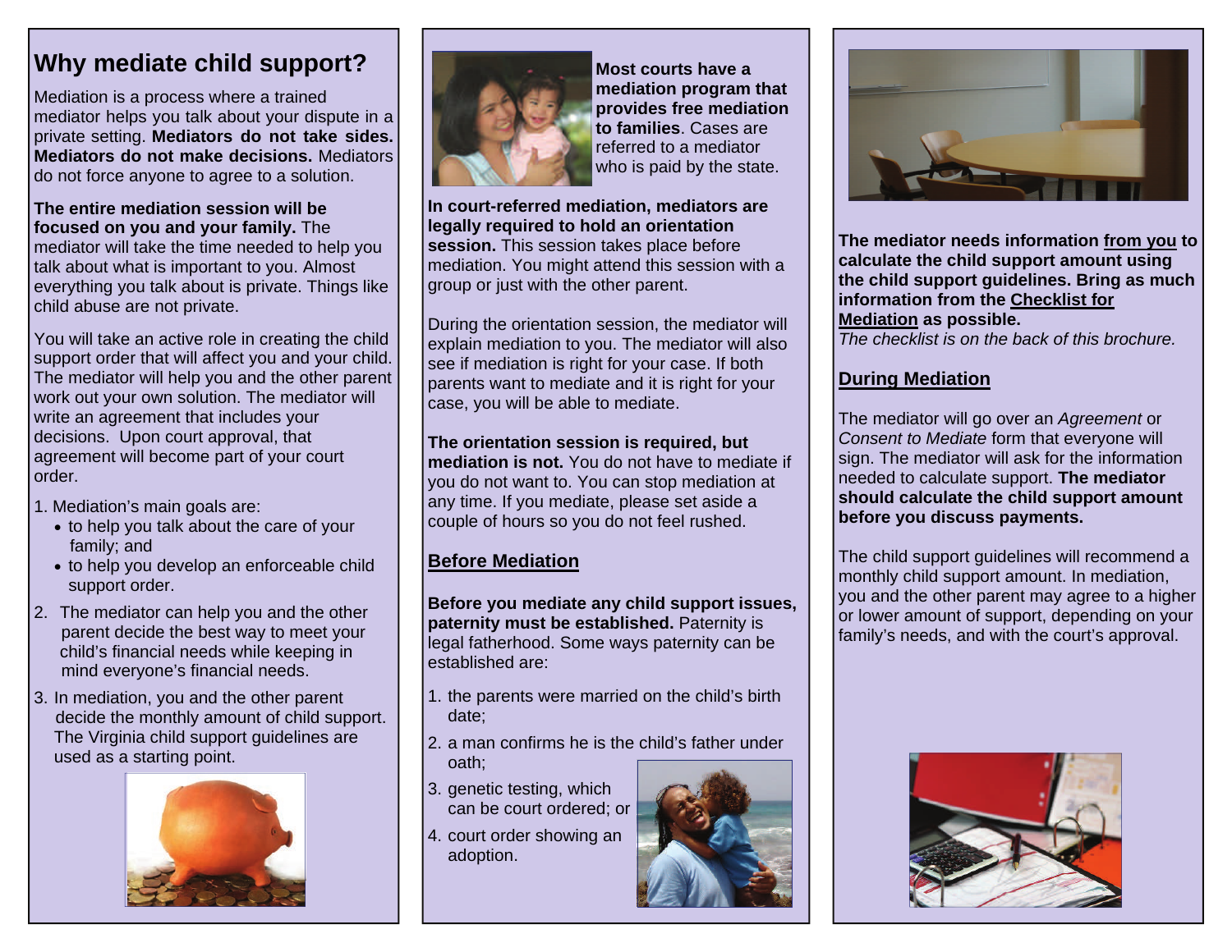## Why mediate child support?

Mediation is a process where a trained mediator helps you talk about your dispute in a private setting. **Mediators do not take sides. Mediators do not make decisions.** Mediators do not force anyone to agree to a solution.

**The entire mediation session will be focused on you and your family.** The mediator will take the time needed to help you talk about what is important to you. Almost everything you talk about is private. Things like child abuse are not private.

You will take an active role in creating the child support order that will affect you and your child. The mediator will help you and the other parent work out your own solution. The mediator will write an agreement that includes your decisions. Upon court approval, that agreement will become part of your court order.

1. Mediation's main goals are:
   - to help you talk about the care of your family; and
   - to help you develop an enforceable child support order.
2. The mediator can help you and the other parent decide the best way to meet your child's financial needs while keeping in mind everyone's financial needs.
3. In mediation, you and the other parent decide the monthly amount of child support. The Virginia child support guidelines are used as a starting point.

**Most courts have a mediation program that provides free mediation to families**. Cases are referred to a mediator who is paid by the state.

**In court-referred mediation, mediators are legally required to hold an orientation session.** This session takes place before mediation. You might attend this session with a group or just with the other parent.

During the orientation session, the mediator will explain mediation to you. The mediator will also see if mediation is right for your case. If both parents want to mediate and it is right for your case, you will be able to mediate.

**The orientation session is required, but mediation is not.** You do not have to mediate if you do not want to. You can stop mediation at any time. If you mediate, please set aside a couple of hours so you do not feel rushed.

### Before Mediation

**Before you mediate any child support issues, paternity must be established.** Paternity is legal fatherhood. Some ways paternity can be established are:

1. the parents were married on the child's birth date;
2. a man confirms he is the child's father under oath;
3. genetic testing, which can be court ordered; or
4. court order showing an adoption.

**The mediator needs information from you to calculate the child support amount using the child support guidelines. Bring as much information from the Checklist for Mediation as possible.**
*The checklist is on the back of this brochure.*

### During Mediation

The mediator will go over an *Agreement* or *Consent to Mediate* form that everyone will sign. The mediator will ask for the information needed to calculate support. **The mediator should calculate the child support amount before you discuss payments.**

The child support guidelines will recommend a monthly child support amount. In mediation, you and the other parent may agree to a higher or lower amount of support, depending on your family's needs, and with the court's approval.